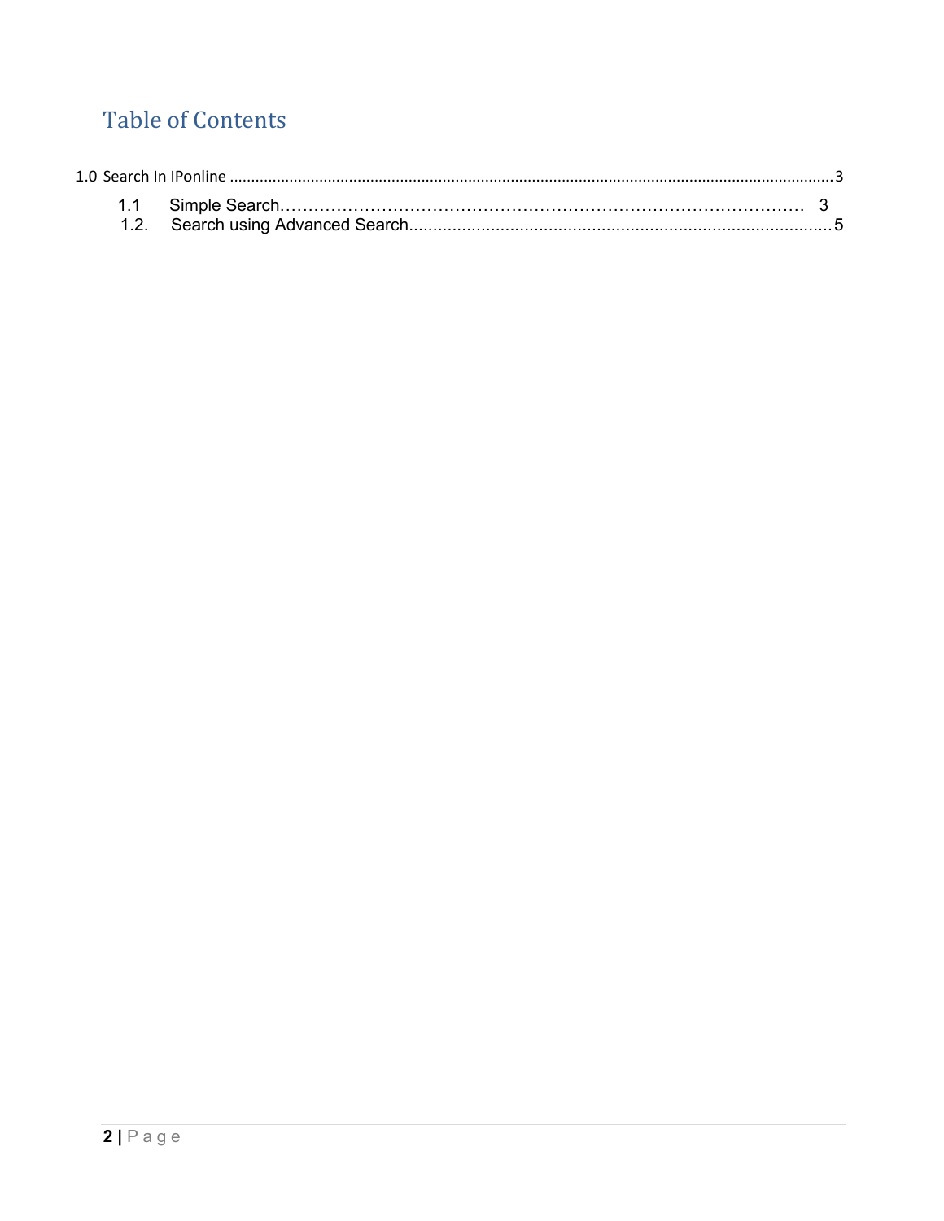# Table of Contents

1.0 Search In IPonline ........................................................................................................................................3

1.1 Simple Search……………………………………………………………………………… 3

1.2. Search using Advanced Search........................................................................................5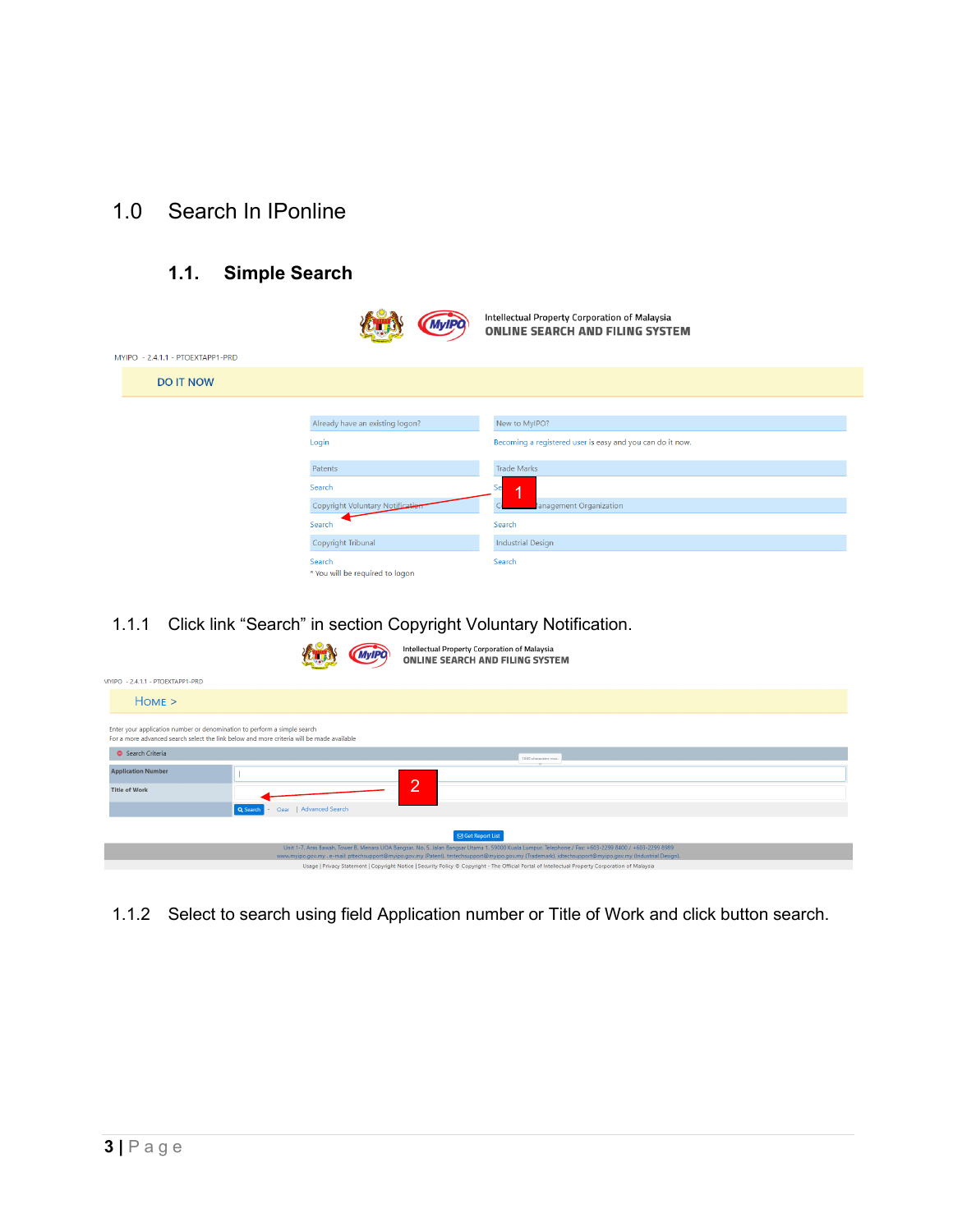# 1.0 Search In IPonline

## 1.1. Simple Search

### 1.1.1 Click link "Search" in section Copyright Voluntary Notification.

### 1.1.2 Select to search using field Application number or Title of Work and click button search.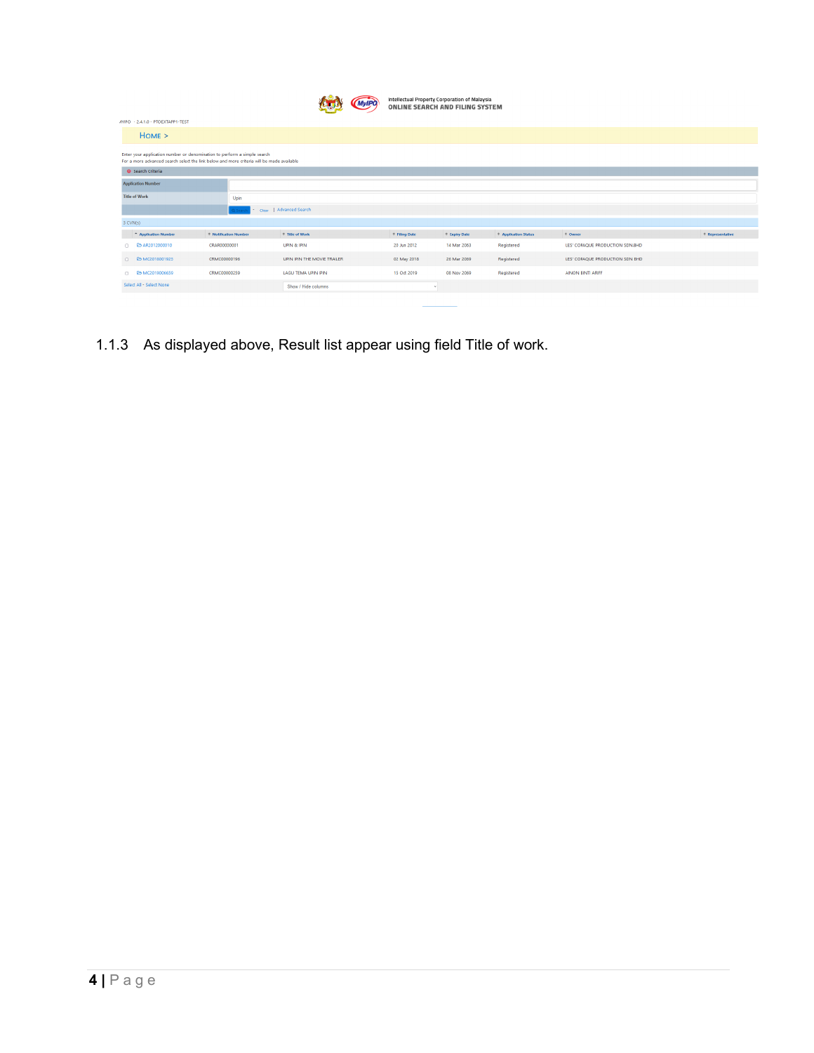Intellectual Property Corporation of Malaysia
ONLINE SEARCH AND FILING SYSTEM

MYIPO - 2.4.1.0 - PTOEXTAPP1-TEST

HOME >

Enter your application number or denomination to perform a simple search
For a more advanced search select the link below and more criteria will be made available

Search criteria

| Application Number | |
|---|---|
| Title of Work | Upin |

Search - Clear | Advanced Search

3 CVN(s)

| | Application Number | Notification Number | Title of Work | Filing Date | Expiry Date | Application Status | Owner | Representative |
|---|---|---|---|---|---|---|---|---|
| ☐ | AR2012000010 | CRAR00000001 | UPIN & IPIN | 20 Jun 2012 | 14 Mar 2063 | Registered | LES' COPAQUE PRODUCTION SDN.BHD | |
| ☐ | MC2018001923 | CRMC00000198 | UPIN IPIN THE MOVIE TRAILER | 02 May 2018 | 26 Mar 2069 | Registered | LES' COPAQUE PRODUCTION SDN BHD | |
| ☐ | MC2019006659 | CRMC00000259 | LAGU TEMA UPIN IPIN | 15 Oct 2019 | 08 Nov 2069 | Registered | AINON BINTI ARIFF | |

Select All - Select None

Show / Hide columns

1.1.3 As displayed above, Result list appear using field Title of work.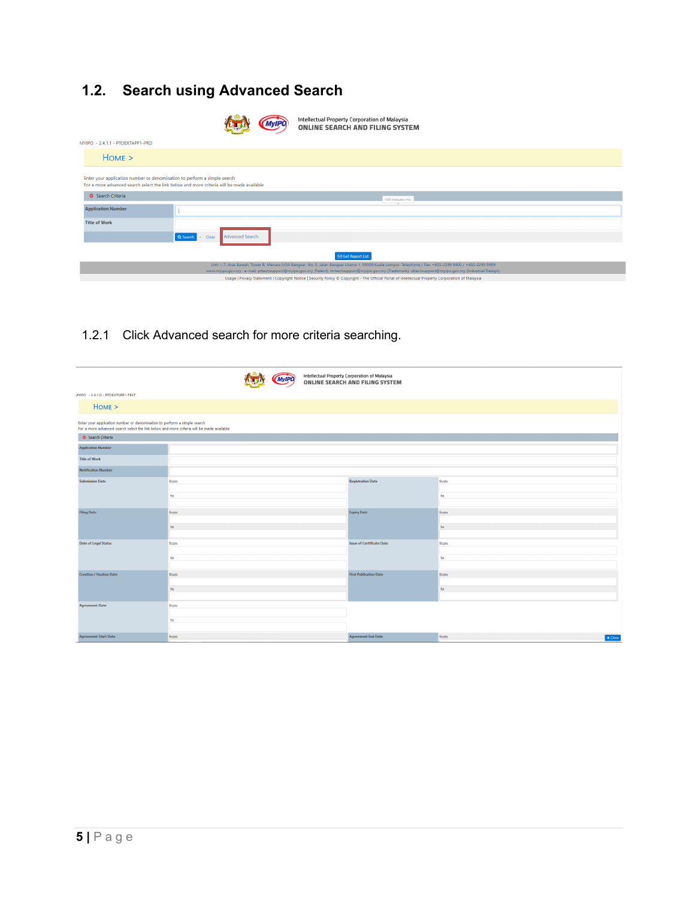## 1.2. Search using Advanced Search

1.2.1 Click Advanced search for more criteria searching.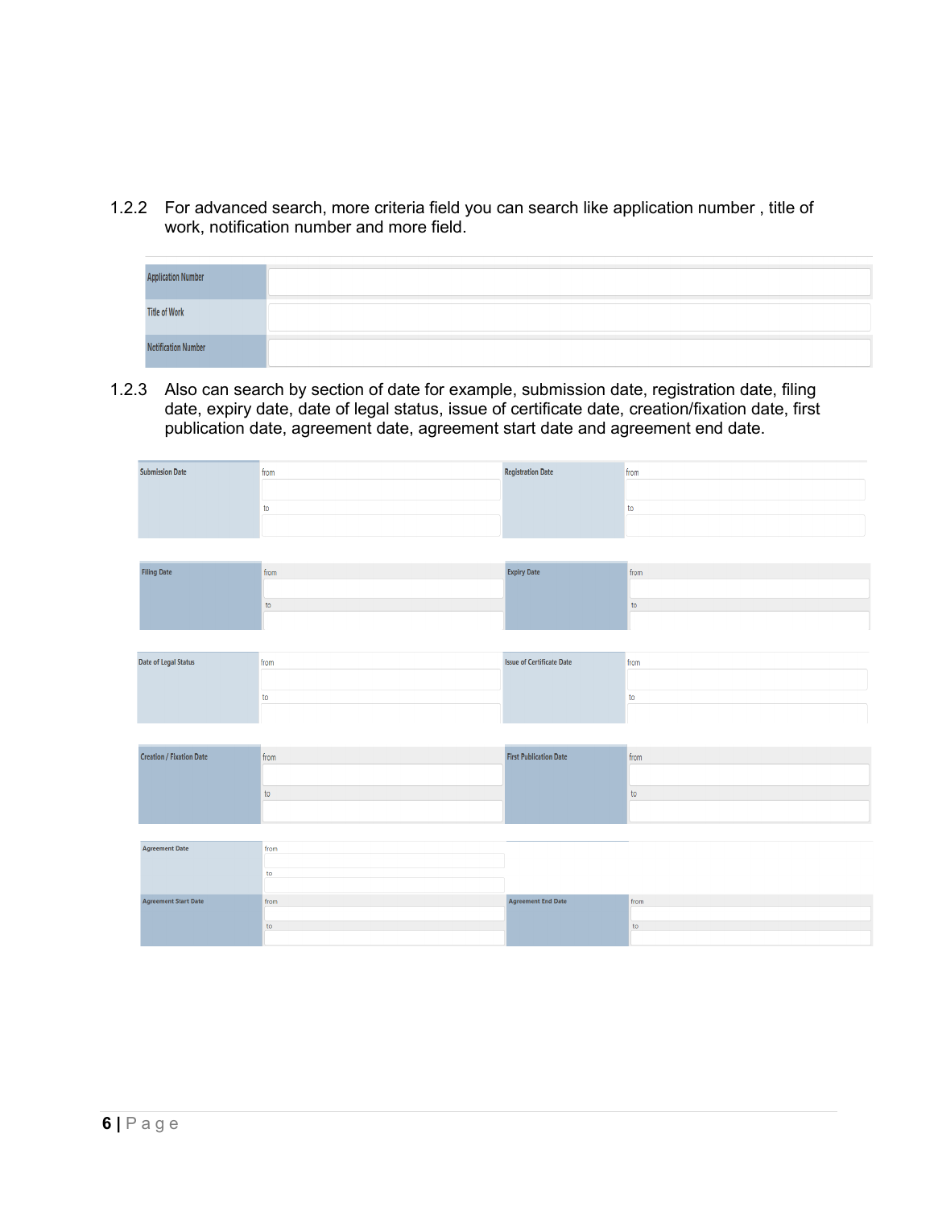1.2.2 For advanced search, more criteria field you can search like application number , title of work, notification number and more field.

| Application Number | |
|---|---|
| Title of Work | |
| Notification Number | |

1.2.3 Also can search by section of date for example, submission date, registration date, filing date, expiry date, date of legal status, issue of certificate date, creation/fixation date, first publication date, agreement date, agreement start date and agreement end date.

| Submission Date | from<br>to | Registration Date | from<br>to |
|---|---|---|---|
| Filing Date | from<br>to | Expiry Date | from<br>to |
| Date of Legal Status | from<br>to | Issue of Certificate Date | from<br>to |
| Creation / Fixation Date | from<br>to | First Publication Date | from<br>to |
| Agreement Date | from<br>to | | |
| Agreement Start Date | from<br>to | Agreement End Date | from<br>to |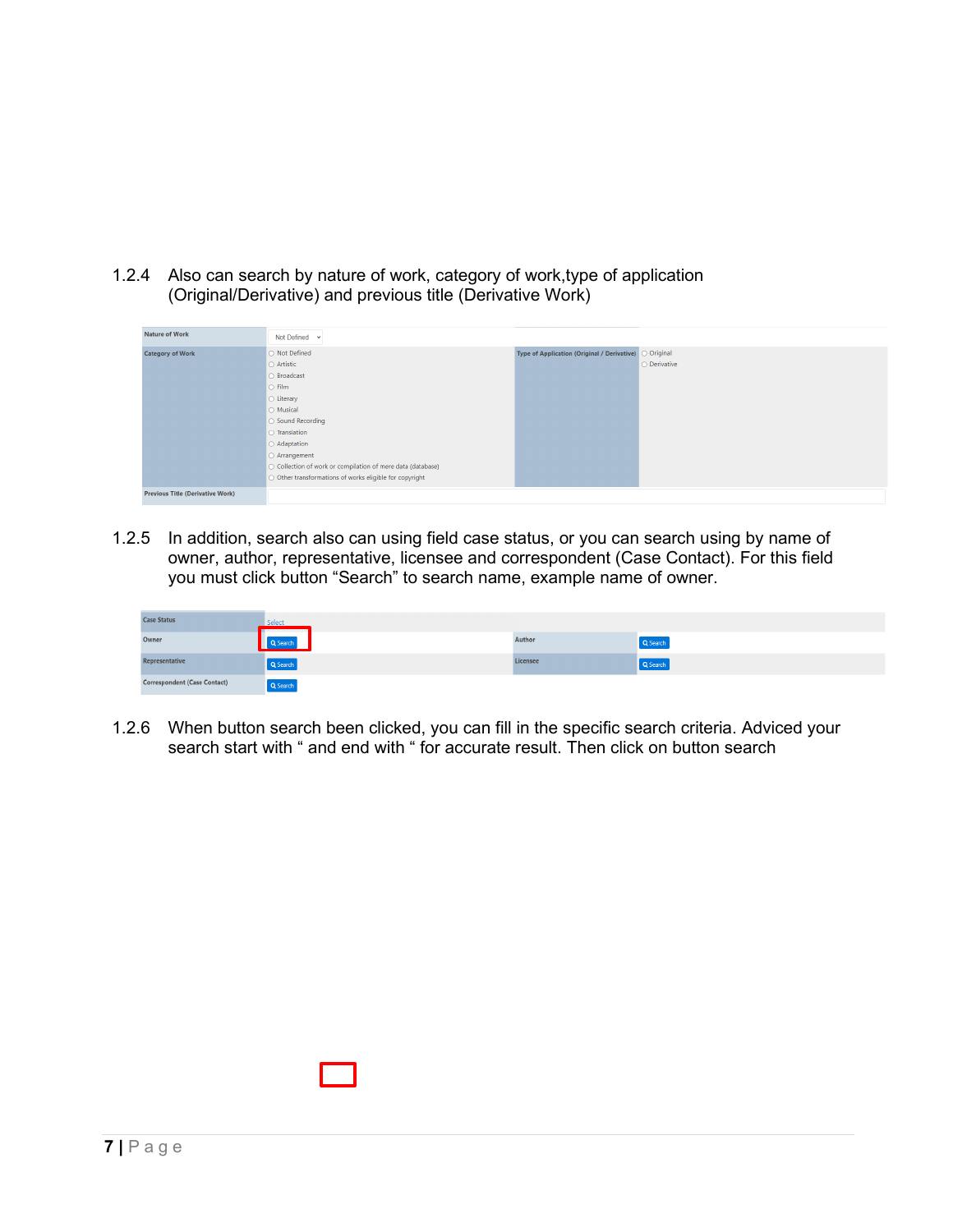1.2.4 Also can search by nature of work, category of work,type of application (Original/Derivative) and previous title (Derivative Work)

| Nature of Work | Not Defined | | |
|---|---|---|---|
| Category of Work | ○ Not Defined<br>○ Artistic<br>○ Broadcast<br>○ Film<br>○ Literary<br>○ Musical<br>○ Sound Recording<br>○ Translation<br>○ Adaptation<br>○ Arrangement<br>○ Collection of work or compilation of mere data (database)<br>○ Other transformations of works eligible for copyright | Type of Application (Original / Derivative) | ○ Original<br>○ Derivative |
| Previous Title (Derivative Work) | | | |

1.2.5 In addition, search also can using field case status, or you can search using by name of owner, author, representative, licensee and correspondent (Case Contact). For this field you must click button "Search" to search name, example name of owner.

| Case Status | Select | | |
|---|---|---|---|
| Owner | Search | Author | Search |
| Representative | Search | Licensee | Search |
| Correspondent (Case Contact) | Search | | |

1.2.6 When button search been clicked, you can fill in the specific search criteria. Adviced your search start with " and end with " for accurate result. Then click on button search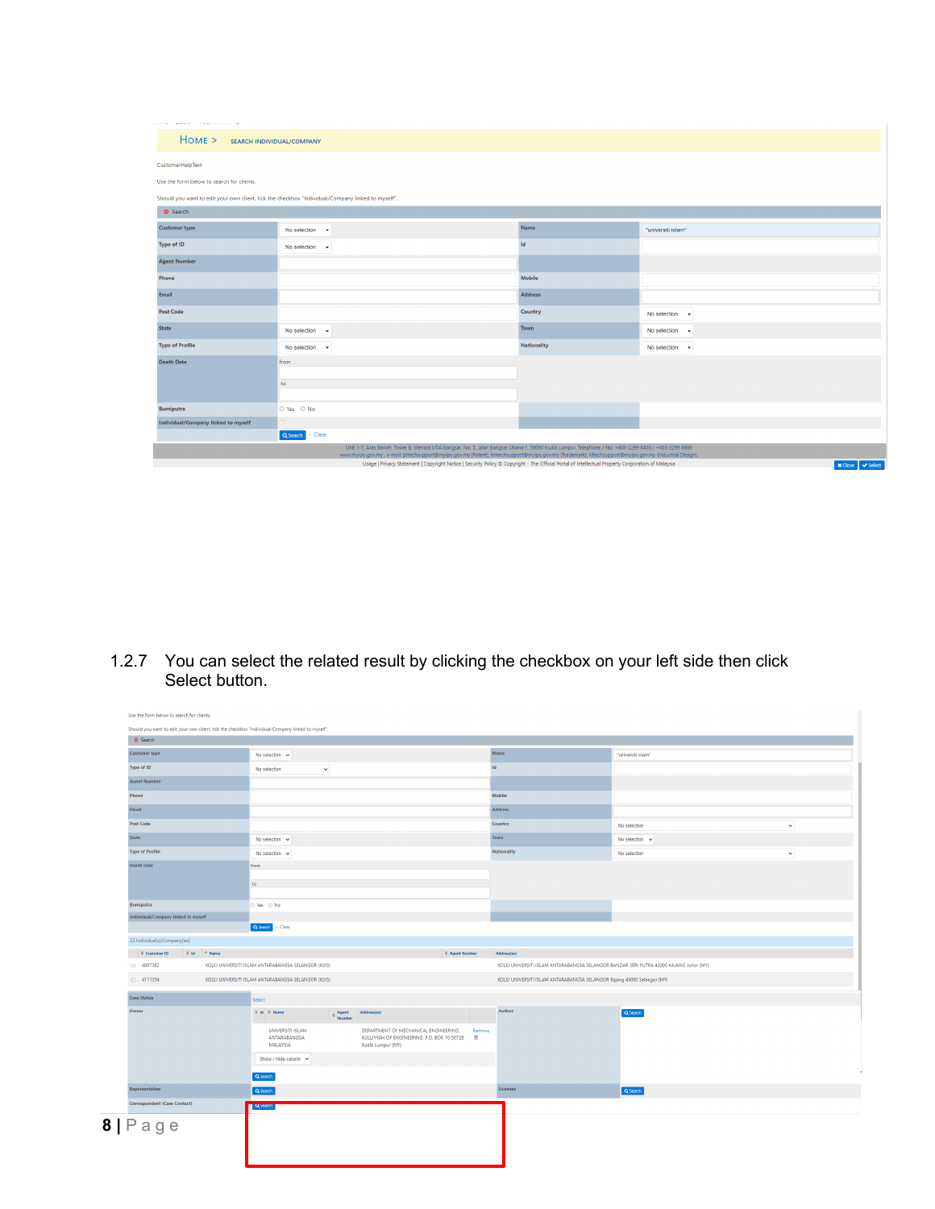HOME > SEARCH INDIVIDUAL/COMPANY

CustomerHelpText

Use the form below to search for clients.

Should you want to edit your own client, tick the checkbox "Individual/Company linked to myself".

1.2.7 You can select the related result by clicking the checkbox on your left side then click Select button.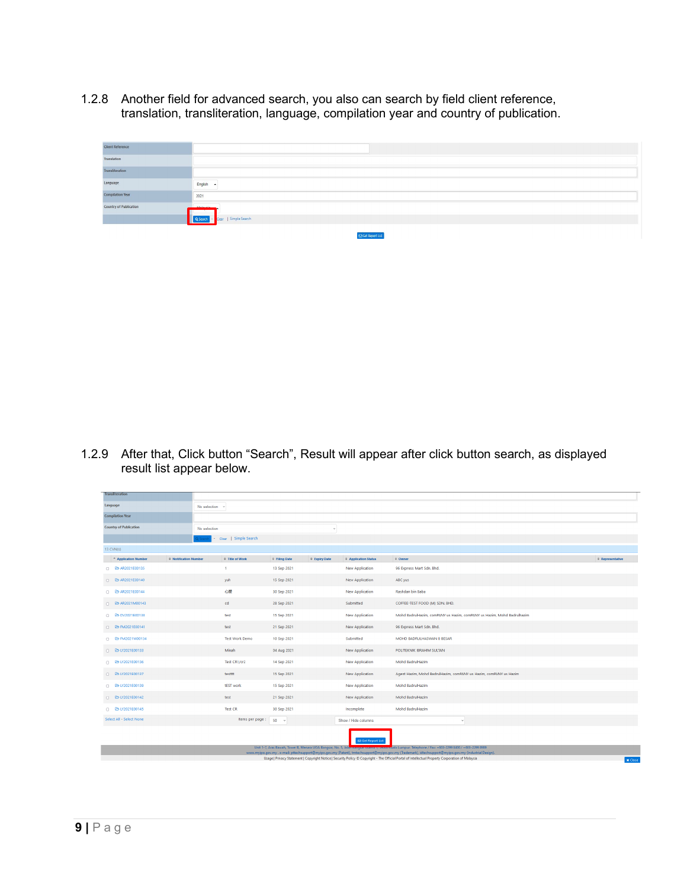1.2.8 Another field for advanced search, you also can search by field client reference, translation, transliteration, language, compilation year and country of publication.

1.2.9 After that, Click button "Search", Result will appear after click button search, as displayed result list appear below.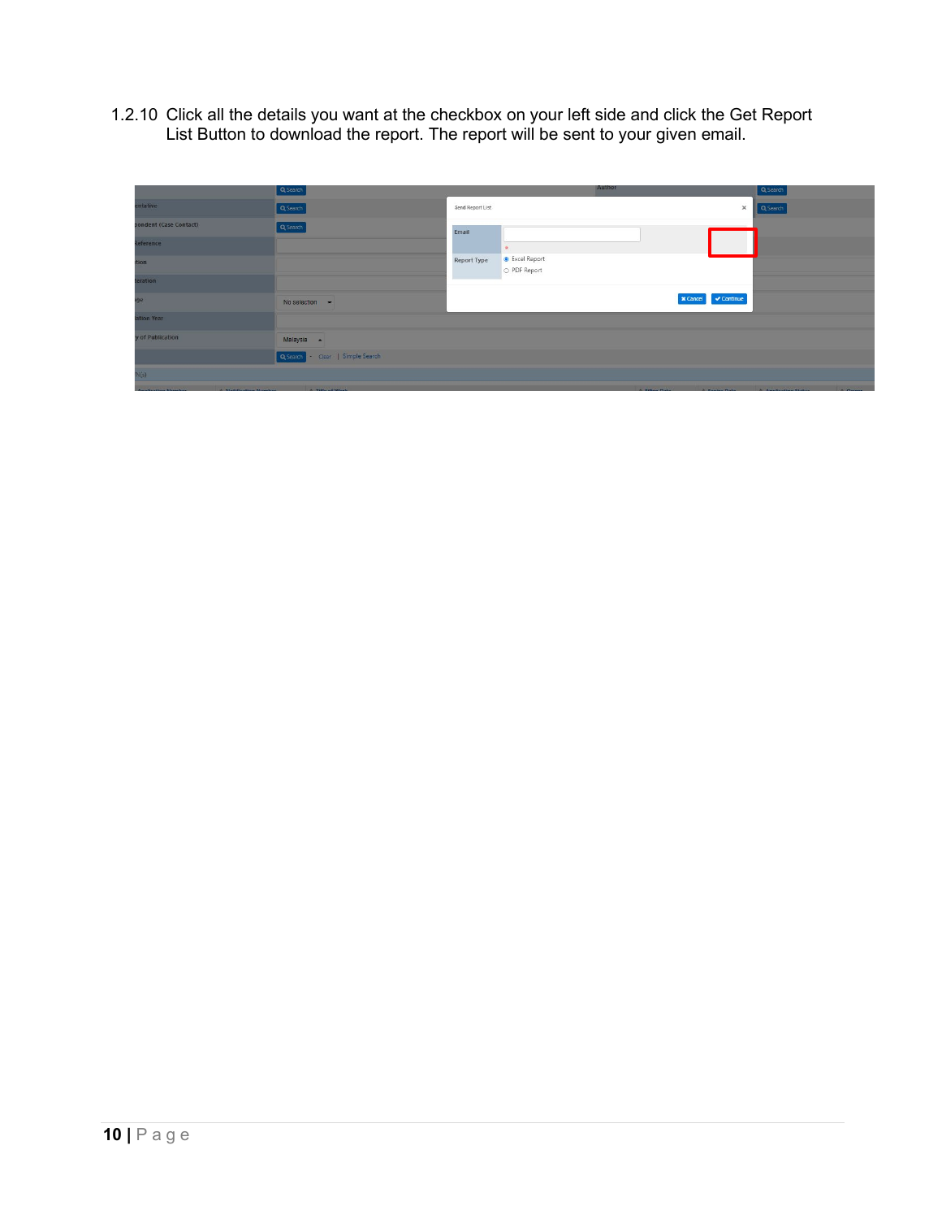1.2.10 Click all the details you want at the checkbox on your left side and click the Get Report List Button to download the report. The report will be sent to your given email.